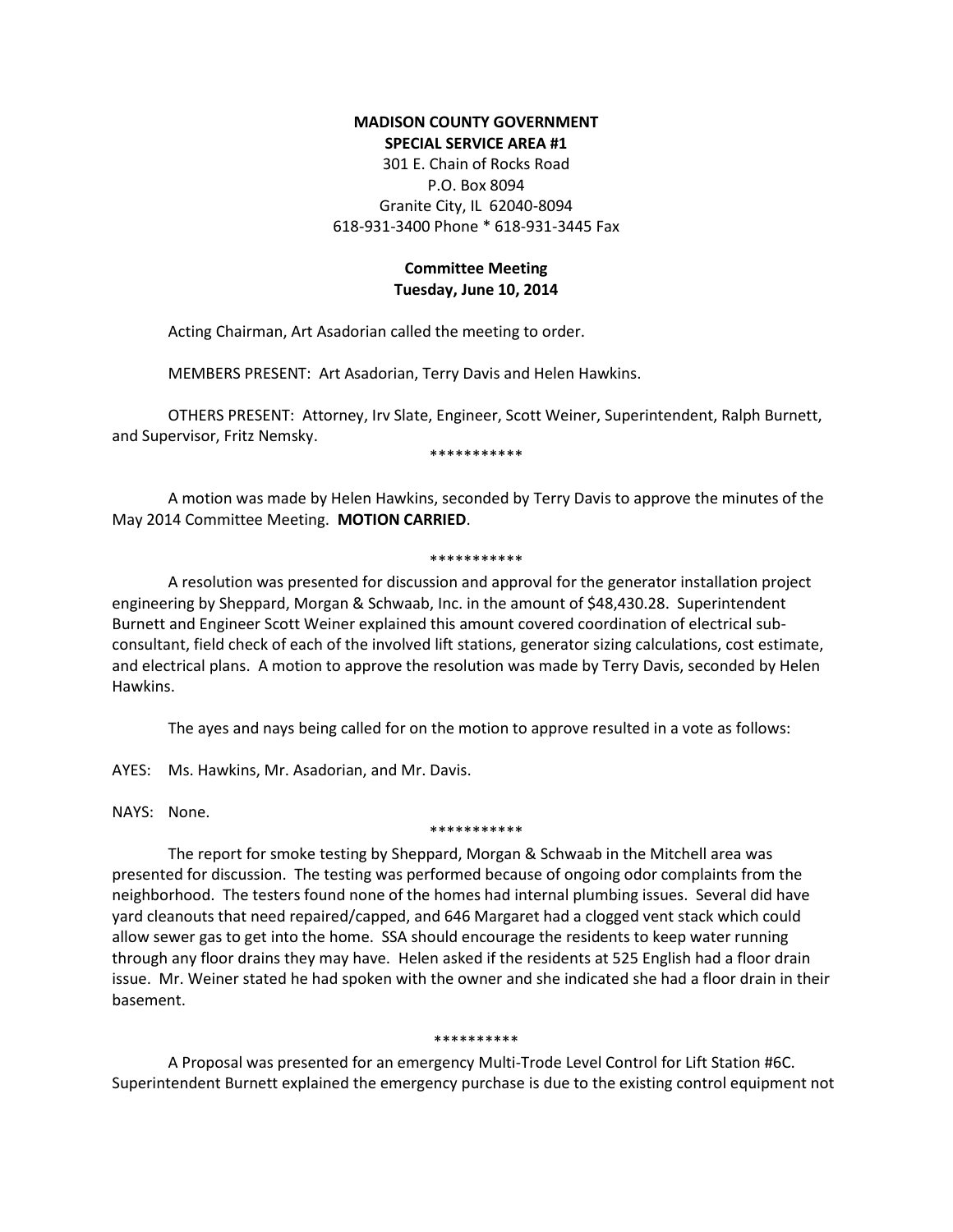**MADISON COUNTY GOVERNMENT**
**SPECIAL SERVICE AREA #1**
301 E. Chain of Rocks Road
P.O. Box 8094
Granite City, IL 62040-8094
618-931-3400 Phone * 618-931-3445 Fax

**Committee Meeting**
**Tuesday, June 10, 2014**

Acting Chairman, Art Asadorian called the meeting to order.

MEMBERS PRESENT: Art Asadorian, Terry Davis and Helen Hawkins.

OTHERS PRESENT: Attorney, Irv Slate, Engineer, Scott Weiner, Superintendent, Ralph Burnett, and Supervisor, Fritz Nemsky.

***********

A motion was made by Helen Hawkins, seconded by Terry Davis to approve the minutes of the May 2014 Committee Meeting. **MOTION CARRIED**.

***********

A resolution was presented for discussion and approval for the generator installation project engineering by Sheppard, Morgan & Schwaab, Inc. in the amount of $48,430.28. Superintendent Burnett and Engineer Scott Weiner explained this amount covered coordination of electrical sub-consultant, field check of each of the involved lift stations, generator sizing calculations, cost estimate, and electrical plans. A motion to approve the resolution was made by Terry Davis, seconded by Helen Hawkins.

The ayes and nays being called for on the motion to approve resulted in a vote as follows:

AYES: Ms. Hawkins, Mr. Asadorian, and Mr. Davis.

NAYS: None.

***********

The report for smoke testing by Sheppard, Morgan & Schwaab in the Mitchell area was presented for discussion. The testing was performed because of ongoing odor complaints from the neighborhood. The testers found none of the homes had internal plumbing issues. Several did have yard cleanouts that need repaired/capped, and 646 Margaret had a clogged vent stack which could allow sewer gas to get into the home. SSA should encourage the residents to keep water running through any floor drains they may have. Helen asked if the residents at 525 English had a floor drain issue. Mr. Weiner stated he had spoken with the owner and she indicated she had a floor drain in their basement.

**********

A Proposal was presented for an emergency Multi-Trode Level Control for Lift Station #6C. Superintendent Burnett explained the emergency purchase is due to the existing control equipment not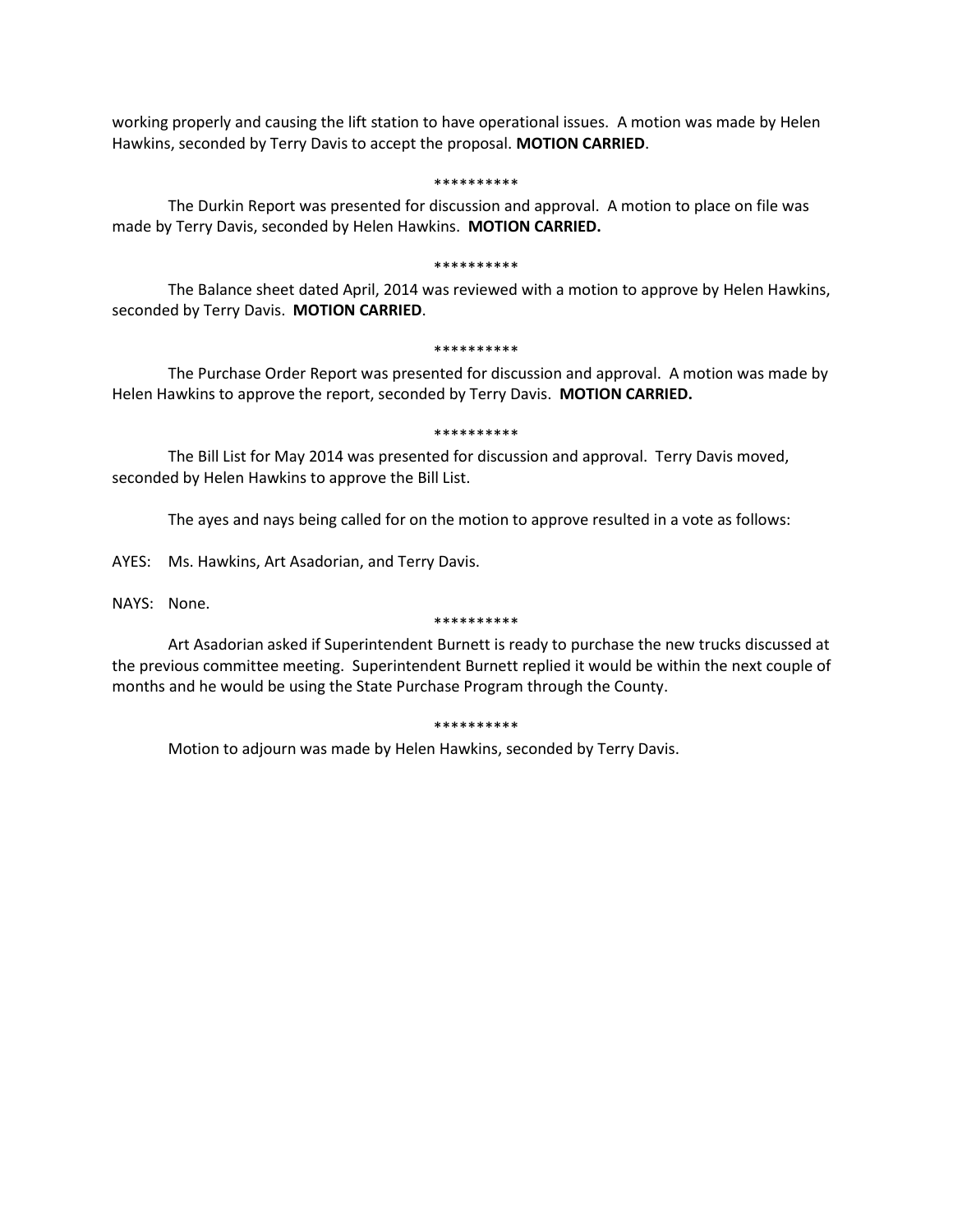working properly and causing the lift station to have operational issues. A motion was made by Helen Hawkins, seconded by Terry Davis to accept the proposal. **MOTION CARRIED**.

**********

The Durkin Report was presented for discussion and approval. A motion to place on file was made by Terry Davis, seconded by Helen Hawkins. **MOTION CARRIED.**

**********

The Balance sheet dated April, 2014 was reviewed with a motion to approve by Helen Hawkins, seconded by Terry Davis. **MOTION CARRIED**.

**********

The Purchase Order Report was presented for discussion and approval. A motion was made by Helen Hawkins to approve the report, seconded by Terry Davis. **MOTION CARRIED.**

**********

The Bill List for May 2014 was presented for discussion and approval. Terry Davis moved, seconded by Helen Hawkins to approve the Bill List.

The ayes and nays being called for on the motion to approve resulted in a vote as follows:

AYES: Ms. Hawkins, Art Asadorian, and Terry Davis.

NAYS: None.

**********

Art Asadorian asked if Superintendent Burnett is ready to purchase the new trucks discussed at the previous committee meeting. Superintendent Burnett replied it would be within the next couple of months and he would be using the State Purchase Program through the County.

**********

Motion to adjourn was made by Helen Hawkins, seconded by Terry Davis.